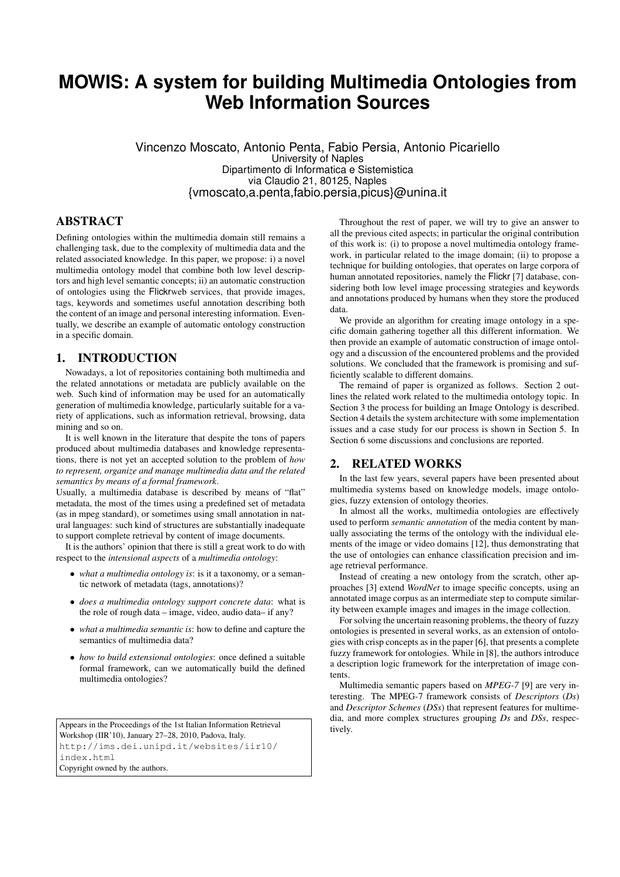# MOWIS: A system for building Multimedia Ontologies from Web Information Sources

Vincenzo Moscato, Antonio Penta, Fabio Persia, Antonio Picariello
University of Naples
Dipartimento di Informatica e Sistemistica
via Claudio 21, 80125, Naples
{vmoscato,a.penta,fabio.persia,picus}@unina.it

## ABSTRACT

Defining ontologies within the multimedia domain still remains a challenging task, due to the complexity of multimedia data and the related associated knowledge. In this paper, we propose: i) a novel multimedia ontology model that combine both low level descriptors and high level semantic concepts; ii) an automatic construction of ontologies using the Flickrweb services, that provide images, tags, keywords and sometimes useful annotation describing both the content of an image and personal interesting information. Eventually, we describe an example of automatic ontology construction in a specific domain.

## 1. INTRODUCTION

Nowadays, a lot of repositories containing both multimedia and the related annotations or metadata are publicly available on the web. Such kind of information may be used for an automatically generation of multimedia knowledge, particularly suitable for a variety of applications, such as information retrieval, browsing, data mining and so on.

It is well known in the literature that despite the tons of papers produced about multimedia databases and knowledge representations, there is not yet an accepted solution to the problem of *how to represent, organize and manage multimedia data and the related semantics by means of a formal framework*.

Usually, a multimedia database is described by means of "flat" metadata, the most of the times using a predefined set of metadata (as in mpeg standard), or sometimes using small annotation in natural languages: such kind of structures are substantially inadequate to support complete retrieval by content of image documents.

It is the authors' opinion that there is still a great work to do with respect to the *intensional aspects* of a *multimedia ontology*:

- *what a multimedia ontology is*: is it a taxonomy, or a semantic network of metadata (tags, annotations)?
- *does a multimedia ontology support concrete data*: what is the role of rough data – image, video, audio data– if any?
- *what a multimedia semantic is*: how to define and capture the semantics of multimedia data?
- *how to build extensional ontologies*: once defined a suitable formal framework, can we automatically build the defined multimedia ontologies?

Appears in the Proceedings of the 1st Italian Information Retrieval Workshop (IIR'10), January 27–28, 2010, Padova, Italy.
http://ims.dei.unipd.it/websites/iir10/index.html
Copyright owned by the authors.

Throughout the rest of paper, we will try to give an answer to all the previous cited aspects; in particular the original contribution of this work is: (i) to propose a novel multimedia ontology framework, in particular related to the image domain; (ii) to propose a technique for building ontologies, that operates on large corpora of human annotated repositories, namely the Flickr [7] database, considering both low level image processing strategies and keywords and annotations produced by humans when they store the produced data.

We provide an algorithm for creating image ontology in a specific domain gathering together all this different information. We then provide an example of automatic construction of image ontology and a discussion of the encountered problems and the provided solutions. We concluded that the framework is promising and sufficiently scalable to different domains.

The remaind of paper is organized as follows. Section 2 outlines the related work related to the multimedia ontology topic. In Section 3 the process for building an Image Ontology is described. Section 4 details the system architecture with some implementation issues and a case study for our process is shown in Section 5. In Section 6 some discussions and conclusions are reported.

## 2. RELATED WORKS

In the last few years, several papers have been presented about multimedia systems based on knowledge models, image ontologies, fuzzy extension of ontology theories.

In almost all the works, multimedia ontologies are effectively used to perform *semantic annotation* of the media content by manually associating the terms of the ontology with the individual elements of the image or video domains [12], thus demonstrating that the use of ontologies can enhance classification precision and image retrieval performance.

Instead of creating a new ontology from the scratch, other approaches [3] extend *WordNet* to image specific concepts, using an annotated image corpus as an intermediate step to compute similarity between example images and images in the image collection.

For solving the uncertain reasoning problems, the theory of fuzzy ontologies is presented in several works, as an extension of ontologies with crisp concepts as in the paper [6], that presents a complete fuzzy framework for ontologies. While in [8], the authors introduce a description logic framework for the interpretation of image contents.

Multimedia semantic papers based on *MPEG-7* [9] are very interesting. The MPEG-7 framework consists of *Descriptors* (*Ds*) and *Descriptor Schemes* (*DSs*) that represent features for multimedia, and more complex structures grouping *Ds* and *DSs*, respectively.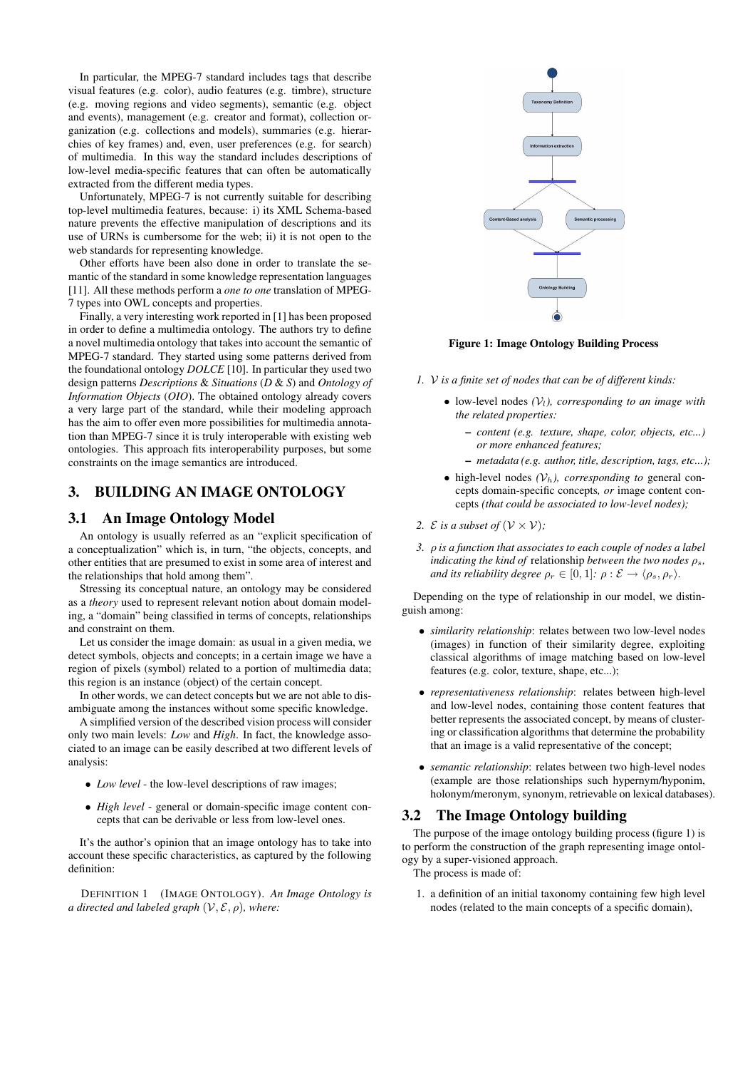In particular, the MPEG-7 standard includes tags that describe visual features (e.g. color), audio features (e.g. timbre), structure (e.g. moving regions and video segments), semantic (e.g. object and events), management (e.g. creator and format), collection organization (e.g. collections and models), summaries (e.g. hierarchies of key frames) and, even, user preferences (e.g. for search) of multimedia. In this way the standard includes descriptions of low-level media-specific features that can often be automatically extracted from the different media types.

Unfortunately, MPEG-7 is not currently suitable for describing top-level multimedia features, because: i) its XML Schema-based nature prevents the effective manipulation of descriptions and its use of URNs is cumbersome for the web; ii) it is not open to the web standards for representing knowledge.

Other efforts have been also done in order to translate the semantic of the standard in some knowledge representation languages [11]. All these methods perform a *one to one* translation of MPEG-7 types into OWL concepts and properties.

Finally, a very interesting work reported in [1] has been proposed in order to define a multimedia ontology. The authors try to define a novel multimedia ontology that takes into account the semantic of MPEG-7 standard. They started using some patterns derived from the foundational ontology *DOLCE* [10]. In particular they used two design patterns *Descriptions* & *Situations* (*D* & *S*) and *Ontology of Information Objects* (*OIO*). The obtained ontology already covers a very large part of the standard, while their modeling approach has the aim to offer even more possibilities for multimedia annotation than MPEG-7 since it is truly interoperable with existing web ontologies. This approach fits interoperability purposes, but some constraints on the image semantics are introduced.

## 3. BUILDING AN IMAGE ONTOLOGY

### 3.1 An Image Ontology Model

An ontology is usually referred as an "explicit specification of a conceptualization" which is, in turn, "the objects, concepts, and other entities that are presumed to exist in some area of interest and the relationships that hold among them".

Stressing its conceptual nature, an ontology may be considered as a *theory* used to represent relevant notion about domain modeling, a "domain" being classified in terms of concepts, relationships and constraint on them.

Let us consider the image domain: as usual in a given media, we detect symbols, objects and concepts; in a certain image we have a region of pixels (symbol) related to a portion of multimedia data; this region is an instance (object) of the certain concept.

In other words, we can detect concepts but we are not able to disambiguate among the instances without some specific knowledge.

A simplified version of the described vision process will consider only two main levels: *Low* and *High*. In fact, the knowledge associated to an image can be easily described at two different levels of analysis:

- *Low level* - the low-level descriptions of raw images;
- *High level* - general or domain-specific image content concepts that can be derivable or less from low-level ones.

It's the author's opinion that an image ontology has to take into account these specific characteristics, as captured by the following definition:

DEFINITION 1 (IMAGE ONTOLOGY). *An Image Ontology is a directed and labeled graph* $(\mathcal{V}, \mathcal{E}, \rho)$*, where:*

1. $\mathcal{V}$ *is a finite set of nodes that can be of different kinds:*
   - low-level nodes *(*$\mathcal{V}_l$*), corresponding to an image with the related properties:*
     - *content (e.g. texture, shape, color, objects, etc...) or more enhanced features;*
     - *metadata (e.g. author, title, description, tags, etc...);*
   - high-level nodes *(*$\mathcal{V}_h$*), corresponding to* general concepts domain-specific concepts*, or* image content concepts *(that could be associated to low-level nodes);*
2. $\mathcal{E}$ *is a subset of* $(\mathcal{V} \times \mathcal{V})$*;*
3. $\rho$ *is a function that associates to each couple of nodes a label indicating the kind of* relationship *between the two nodes* $\rho_s$*, and its reliability degree* $\rho_r \in [0, 1]$*:* $\rho : \mathcal{E} \rightarrow \langle \rho_s, \rho_r \rangle$*.*

Figure 1: Image Ontology Building Process

Depending on the type of relationship in our model, we distinguish among:

- *similarity relationship*: relates between two low-level nodes (images) in function of their similarity degree, exploiting classical algorithms of image matching based on low-level features (e.g. color, texture, shape, etc...);
- *representativeness relationship*: relates between high-level and low-level nodes, containing those content features that better represents the associated concept, by means of clustering or classification algorithms that determine the probability that an image is a valid representative of the concept;
- *semantic relationship*: relates between two high-level nodes (example are those relationships such hypernym/hyponim, holonym/meronym, synonym, retrievable on lexical databases).

### 3.2 The Image Ontology building

The purpose of the image ontology building process (figure 1) is to perform the construction of the graph representing image ontology by a super-visioned approach.

The process is made of:

1. a definition of an initial taxonomy containing few high level nodes (related to the main concepts of a specific domain),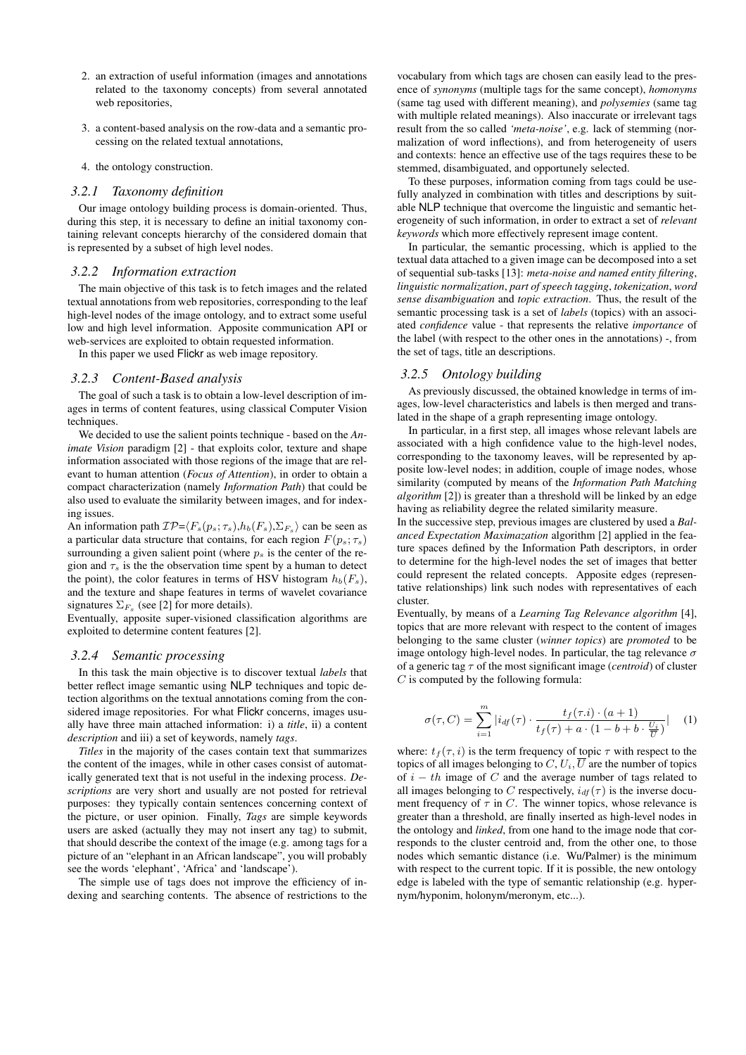2. an extraction of useful information (images and annotations related to the taxonomy concepts) from several annotated web repositories,
3. a content-based analysis on the row-data and a semantic processing on the related textual annotations,
4. the ontology construction.

### 3.2.1 Taxonomy definition

Our image ontology building process is domain-oriented. Thus, during this step, it is necessary to define an initial taxonomy containing relevant concepts hierarchy of the considered domain that is represented by a subset of high level nodes.

### 3.2.2 Information extraction

The main objective of this task is to fetch images and the related textual annotations from web repositories, corresponding to the leaf high-level nodes of the image ontology, and to extract some useful low and high level information. Apposite communication API or web-services are exploited to obtain requested information.

In this paper we used Flickr as web image repository.

### 3.2.3 Content-Based analysis

The goal of such a task is to obtain a low-level description of images in terms of content features, using classical Computer Vision techniques.

We decided to use the salient points technique - based on the *Animate Vision* paradigm [2] - that exploits color, texture and shape information associated with those regions of the image that are relevant to human attention (*Focus of Attention*), in order to obtain a compact characterization (namely *Information Path*) that could be also used to evaluate the similarity between images, and for indexing issues.

An information path $\mathcal{IP}$=$\langle F_s(p_s;\tau_s)$,$h_b(F_s)$,$\Sigma_{F_s}\rangle$ can be seen as a particular data structure that contains, for each region $F(p_s;\tau_s)$ surrounding a given salient point (where $p_s$ is the center of the region and $\tau_s$ is the the observation time spent by a human to detect the point), the color features in terms of HSV histogram $h_b(F_s)$, and the texture and shape features in terms of wavelet covariance signatures $\Sigma_{F_s}$ (see [2] for more details).

Eventually, apposite super-visioned classification algorithms are exploited to determine content features [2].

### 3.2.4 Semantic processing

In this task the main objective is to discover textual *labels* that better reflect image semantic using NLP techniques and topic detection algorithms on the textual annotations coming from the considered image repositories. For what Flickr concerns, images usually have three main attached information: i) a *title*, ii) a content *description* and iii) a set of keywords, namely *tags*.

*Titles* in the majority of the cases contain text that summarizes the content of the images, while in other cases consist of automatically generated text that is not useful in the indexing process. *Descriptions* are very short and usually are not posted for retrieval purposes: they typically contain sentences concerning context of the picture, or user opinion. Finally, *Tags* are simple keywords users are asked (actually they may not insert any tag) to submit, that should describe the context of the image (e.g. among tags for a picture of an "elephant in an African landscape", you will probably see the words 'elephant', 'Africa' and 'landscape').

The simple use of tags does not improve the efficiency of indexing and searching contents. The absence of restrictions to the vocabulary from which tags are chosen can easily lead to the presence of *synonyms* (multiple tags for the same concept), *homonyms* (same tag used with different meaning), and *polysemies* (same tag with multiple related meanings). Also inaccurate or irrelevant tags result from the so called *'meta-noise'*, e.g. lack of stemming (normalization of word inflections), and from heterogeneity of users and contexts: hence an effective use of the tags requires these to be stemmed, disambiguated, and opportunely selected.

To these purposes, information coming from tags could be usefully analyzed in combination with titles and descriptions by suitable NLP technique that overcome the linguistic and semantic heterogeneity of such information, in order to extract a set of *relevant keywords* which more effectively represent image content.

In particular, the semantic processing, which is applied to the textual data attached to a given image can be decomposed into a set of sequential sub-tasks [13]: *meta-noise and named entity filtering*, *linguistic normalization*, *part of speech tagging*, *tokenization*, *word sense disambiguation* and *topic extraction*. Thus, the result of the semantic processing task is a set of *labels* (topics) with an associated *confidence* value - that represents the relative *importance* of the label (with respect to the other ones in the annotations) -, from the set of tags, title an descriptions.

### 3.2.5 Ontology building

As previously discussed, the obtained knowledge in terms of images, low-level characteristics and labels is then merged and translated in the shape of a graph representing image ontology.

In particular, in a first step, all images whose relevant labels are associated with a high confidence value to the high-level nodes, corresponding to the taxonomy leaves, will be represented by apposite low-level nodes; in addition, couple of image nodes, whose similarity (computed by means of the *Information Path Matching algorithm* [2]) is greater than a threshold will be linked by an edge having as reliability degree the related similarity measure.

In the successive step, previous images are clustered by used a *Balanced Expectation Maximazation* algorithm [2] applied in the feature spaces defined by the Information Path descriptors, in order to determine for the high-level nodes the set of images that better could represent the related concepts. Apposite edges (representative relationships) link such nodes with representatives of each cluster.

Eventually, by means of a *Learning Tag Relevance algorithm* [4], topics that are more relevant with respect to the content of images belonging to the same cluster (*winner topics*) are *promoted* to be image ontology high-level nodes. In particular, the tag relevance $\sigma$ of a generic tag $\tau$ of the most significant image (*centroid*) of cluster $C$ is computed by the following formula:

$$\sigma(\tau, C) = \sum_{i=1}^{m} |i_{df}(\tau) \cdot \frac{t_f(\tau.i) \cdot (a+1)}{t_f(\tau) + a \cdot (1 - b + b \cdot \frac{U_i}{\overline{U}})}| \quad (1)$$

where: $t_f(\tau, i)$ is the term frequency of topic $\tau$ with respect to the topics of all images belonging to $C$, $U_i$, $\overline{U}$ are the number of topics of $i-th$ image of $C$ and the average number of tags related to all images belonging to $C$ respectively, $i_{df}(\tau)$ is the inverse document frequency of $\tau$ in $C$. The winner topics, whose relevance is greater than a threshold, are finally inserted as high-level nodes in the ontology and *linked*, from one hand to the image node that corresponds to the cluster centroid and, from the other one, to those nodes which semantic distance (i.e. Wu/Palmer) is the minimum with respect to the current topic. If it is possible, the new ontology edge is labeled with the type of semantic relationship (e.g. hypernym/hyponim, holonym/meronym, etc...).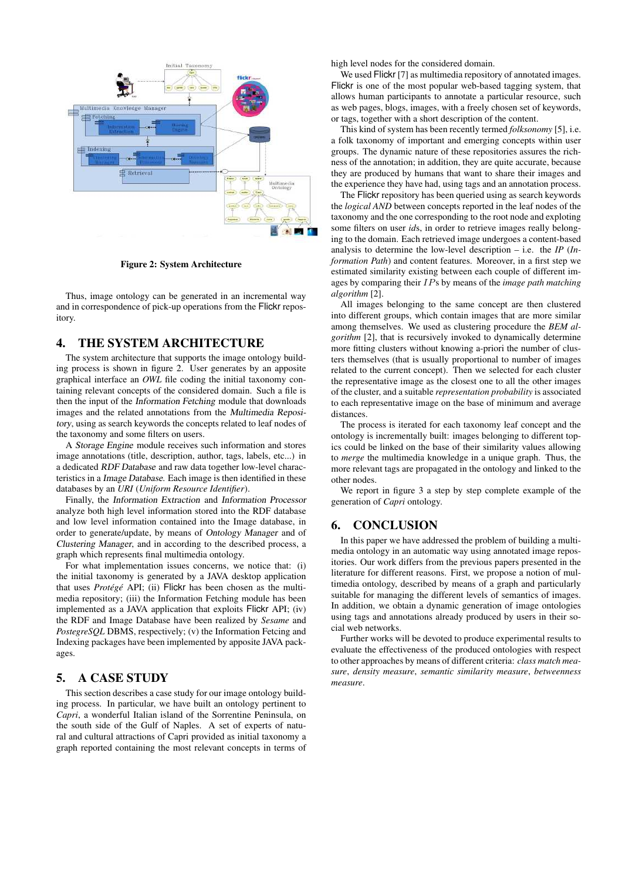Figure 2: System Architecture

Thus, image ontology can be generated in an incremental way and in correspondence of pick-up operations from the Flickr repository.

## 4. THE SYSTEM ARCHITECTURE

The system architecture that supports the image ontology building process is shown in figure 2. User generates by an apposite graphical interface an *OWL* file coding the initial taxonomy containing relevant concepts of the considered domain. Such a file is then the input of the Information Fetching module that downloads images and the related annotations from the Multimedia Repository, using as search keywords the concepts related to leaf nodes of the taxonomy and some filters on users.

A Storage Engine module receives such information and stores image annotations (title, description, author, tags, labels, etc...) in a dedicated RDF Database and raw data together low-level characteristics in a Image Database. Each image is then identified in these databases by an *URI* (*Uniform Resource Identifier*).

Finally, the Information Extraction and Information Processor analyze both high level information stored into the RDF database and low level information contained into the Image database, in order to generate/update, by means of Ontology Manager and of Clustering Manager, and in according to the described process, a graph which represents final multimedia ontology.

For what implementation issues concerns, we notice that: (i) the initial taxonomy is generated by a JAVA desktop application that uses *Protégé* API; (ii) Flickr has been chosen as the multimedia repository; (iii) the Information Fetching module has been implemented as a JAVA application that exploits Flickr API; (iv) the RDF and Image Database have been realized by *Sesame* and *PostegreSQL* DBMS, respectively; (v) the Information Fetcing and Indexing packages have been implemented by apposite JAVA packages.

## 5. A CASE STUDY

This section describes a case study for our image ontology building process. In particular, we have built an ontology pertinent to *Capri*, a wonderful Italian island of the Sorrentine Peninsula, on the south side of the Gulf of Naples. A set of experts of natural and cultural attractions of Capri provided as initial taxonomy a graph reported containing the most relevant concepts in terms of high level nodes for the considered domain.

We used Flickr [7] as multimedia repository of annotated images. Flickr is one of the most popular web-based tagging system, that allows human participants to annotate a particular resource, such as web pages, blogs, images, with a freely chosen set of keywords, or tags, together with a short description of the content.

This kind of system has been recently termed *folksonomy* [5], i.e. a folk taxonomy of important and emerging concepts within user groups. The dynamic nature of these repositories assures the richness of the annotation; in addition, they are quite accurate, because they are produced by humans that want to share their images and the experience they have had, using tags and an annotation process.

The Flickr repository has been queried using as search keywords the *logical AND* between concepts reported in the leaf nodes of the taxonomy and the one corresponding to the root node and exploting some filters on user *id*s, in order to retrieve images really belonging to the domain. Each retrieved image undergoes a content-based analysis to determine the low-level description – i.e. the *IP* (*Information Path*) and content features. Moreover, in a first step we estimated similarity existing between each couple of different images by comparing their $IP$s by means of the *image path matching algorithm* [2].

All images belonging to the same concept are then clustered into different groups, which contain images that are more similar among themselves. We used as clustering procedure the *BEM algorithm* [2], that is recursively invoked to dynamically determine more fitting clusters without knowing a-priori the number of clusters themselves (that is usually proportional to number of images related to the current concept). Then we selected for each cluster the representative image as the closest one to all the other images of the cluster, and a suitable *representation probability* is associated to each representative image on the base of minimum and average distances.

The process is iterated for each taxonomy leaf concept and the ontology is incrementally built: images belonging to different topics could be linked on the base of their similarity values allowing to *merge* the multimedia knowledge in a unique graph. Thus, the more relevant tags are propagated in the ontology and linked to the other nodes.

We report in figure 3 a step by step complete example of the generation of *Capri* ontology.

## 6. CONCLUSION

In this paper we have addressed the problem of building a multimedia ontology in an automatic way using annotated image repositories. Our work differs from the previous papers presented in the literature for different reasons. First, we propose a notion of multimedia ontology, described by means of a graph and particularly suitable for managing the different levels of semantics of images. In addition, we obtain a dynamic generation of image ontologies using tags and annotations already produced by users in their social web networks.

Further works will be devoted to produce experimental results to evaluate the effectiveness of the produced ontologies with respect to other approaches by means of different criteria: *class match measure*, *density measure*, *semantic similarity measure*, *betweenness measure*.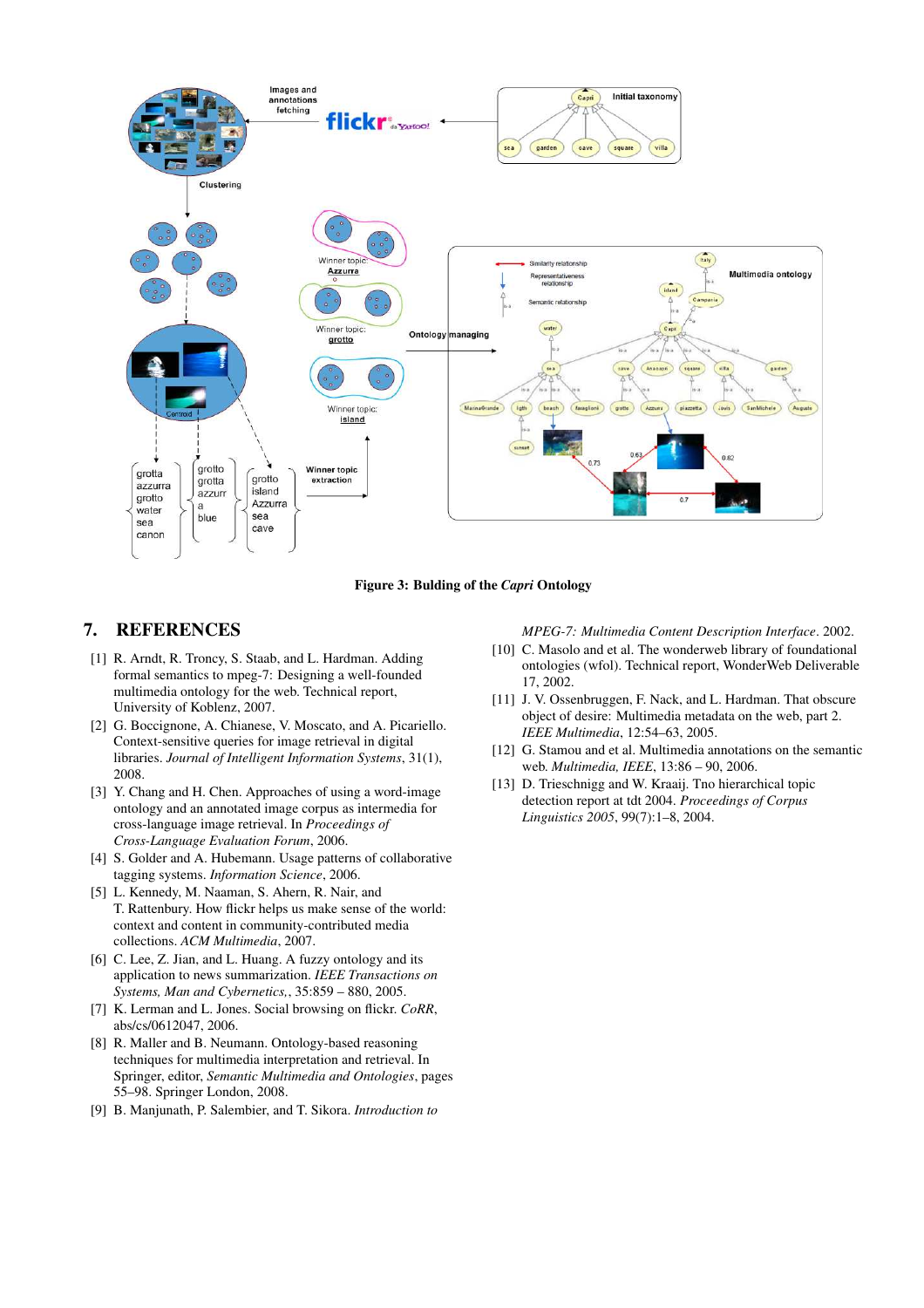Figure 3: Bulding of the *Capri* Ontology

## 7. REFERENCES

[1] R. Arndt, R. Troncy, S. Staab, and L. Hardman. Adding formal semantics to mpeg-7: Designing a well-founded multimedia ontology for the web. Technical report, University of Koblenz, 2007.

[2] G. Boccignone, A. Chianese, V. Moscato, and A. Picariello. Context-sensitive queries for image retrieval in digital libraries. *Journal of Intelligent Information Systems*, 31(1), 2008.

[3] Y. Chang and H. Chen. Approaches of using a word-image ontology and an annotated image corpus as intermedia for cross-language image retrieval. In *Proceedings of Cross-Language Evaluation Forum*, 2006.

[4] S. Golder and A. Hubemann. Usage patterns of collaborative tagging systems. *Information Science*, 2006.

[5] L. Kennedy, M. Naaman, S. Ahern, R. Nair, and T. Rattenbury. How flickr helps us make sense of the world: context and content in community-contributed media collections. *ACM Multimedia*, 2007.

[6] C. Lee, Z. Jian, and L. Huang. A fuzzy ontology and its application to news summarization. *IEEE Transactions on Systems, Man and Cybernetics,*, 35:859 – 880, 2005.

[7] K. Lerman and L. Jones. Social browsing on flickr. *CoRR*, abs/cs/0612047, 2006.

[8] R. Maller and B. Neumann. Ontology-based reasoning techniques for multimedia interpretation and retrieval. In Springer, editor, *Semantic Multimedia and Ontologies*, pages 55–98. Springer London, 2008.

[9] B. Manjunath, P. Salembier, and T. Sikora. *Introduction to MPEG-7: Multimedia Content Description Interface*. 2002.

[10] C. Masolo and et al. The wonderweb library of foundational ontologies (wfol). Technical report, WonderWeb Deliverable 17, 2002.

[11] J. V. Ossenbruggen, F. Nack, and L. Hardman. That obscure object of desire: Multimedia metadata on the web, part 2. *IEEE Multimedia*, 12:54–63, 2005.

[12] G. Stamou and et al. Multimedia annotations on the semantic web. *Multimedia, IEEE*, 13:86 – 90, 2006.

[13] D. Trieschnigg and W. Kraaij. Tno hierarchical topic detection report at tdt 2004. *Proceedings of Corpus Linguistics 2005*, 99(7):1–8, 2004.